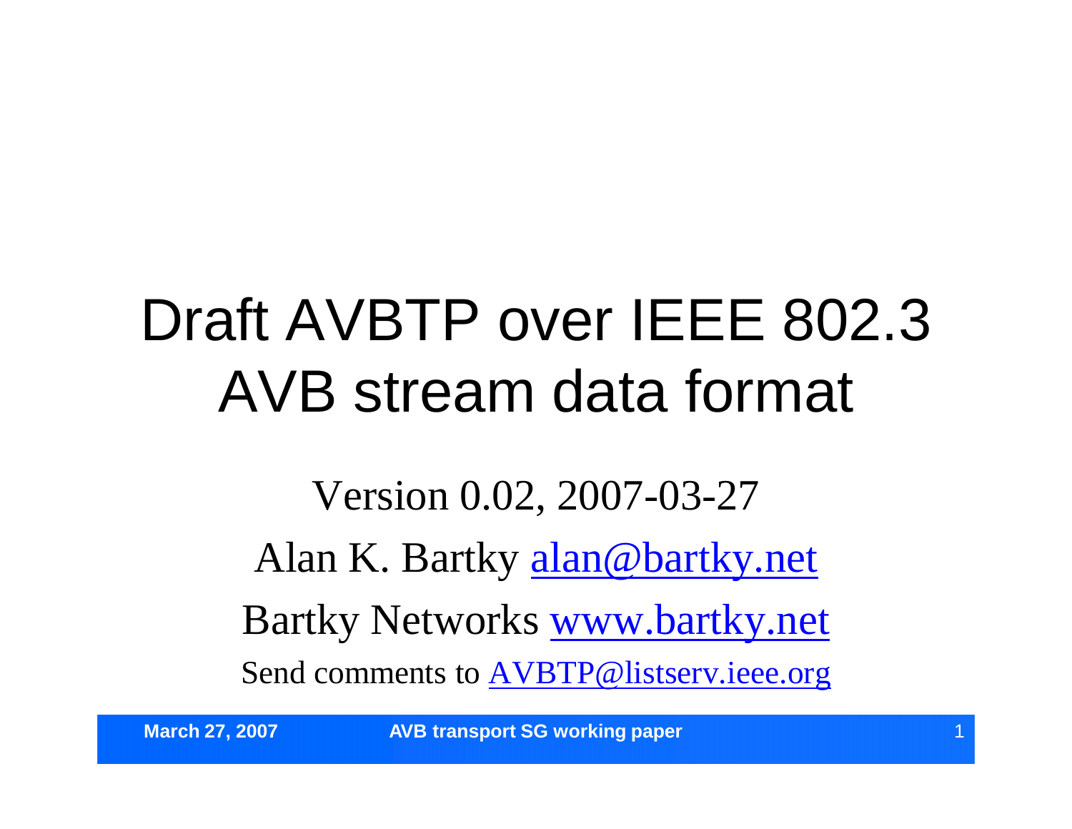# Draft AVBTP over IEEE 802.3 AVB stream data format

Version 0.02, 2007-03-27

Alan K. Bartky alan@bartky.net

Bartky Networks www.bartky.net

Send comments to AVBTP@listserv.ieee.org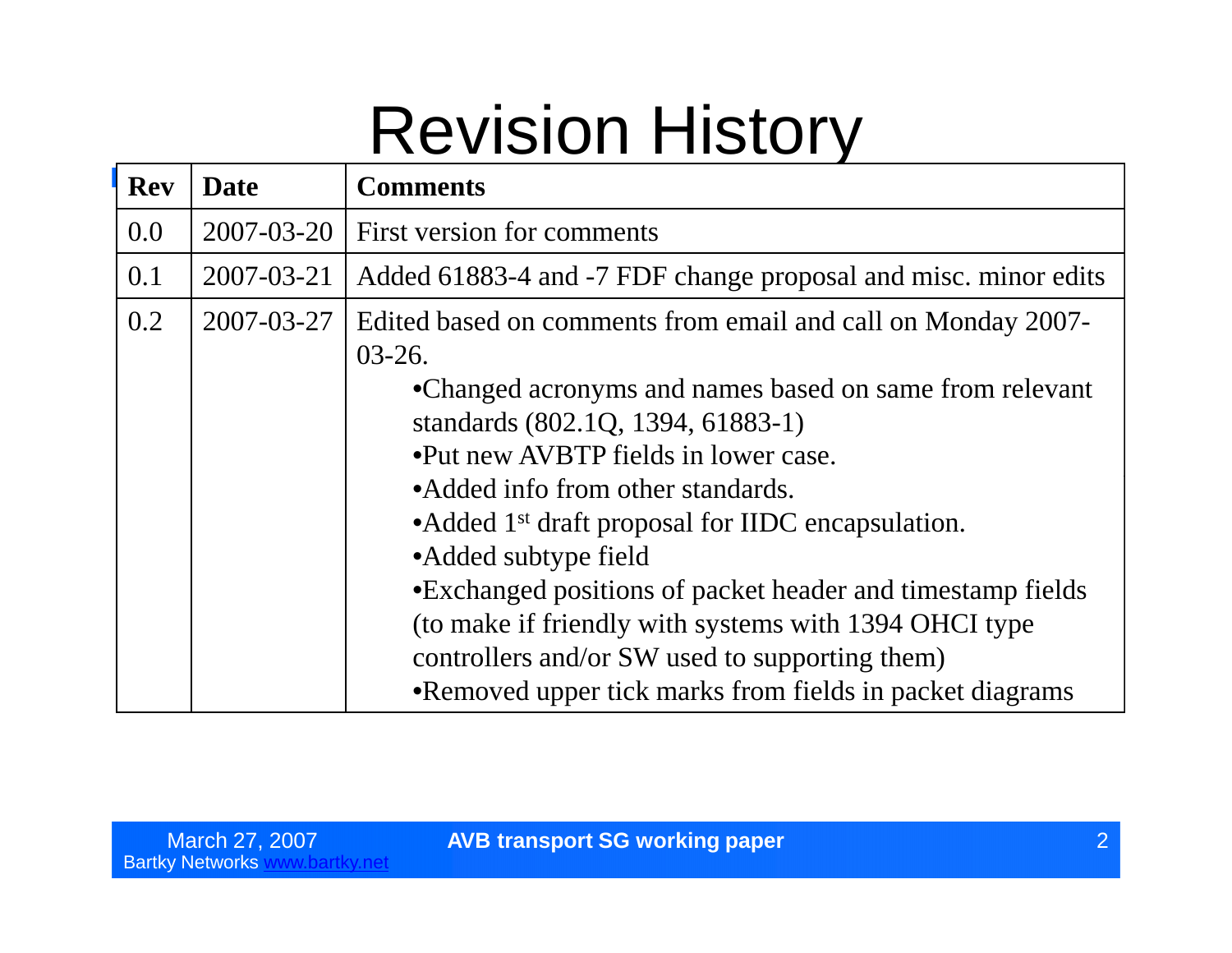# Revision History

| Rev | Date | Comments |
|---|---|---|
| 0.0 | 2007-03-20 | First version for comments |
| 0.1 | 2007-03-21 | Added 61883-4 and -7 FDF change proposal and misc. minor edits |
| 0.2 | 2007-03-27 | Edited based on comments from email and call on Monday 2007-03-26.<br>•Changed acronyms and names based on same from relevant standards (802.1Q, 1394, 61883-1)<br>•Put new AVBTP fields in lower case.<br>•Added info from other standards.<br>•Added 1st draft proposal for IIDC encapsulation.<br>•Added subtype field<br>•Exchanged positions of packet header and timestamp fields (to make if friendly with systems with 1394 OHCI type controllers and/or SW used to supporting them)<br>•Removed upper tick marks from fields in packet diagrams |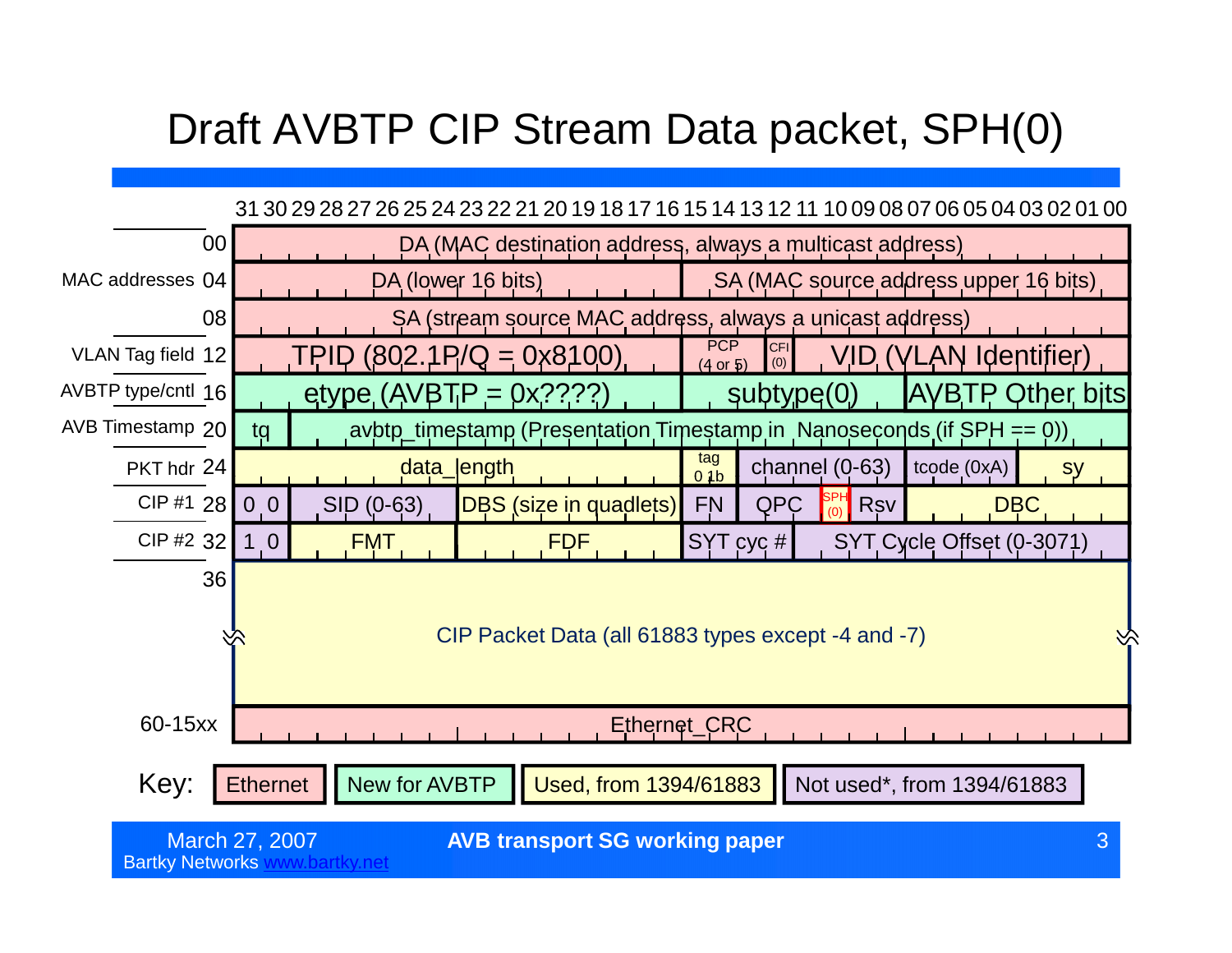# Draft AVBTP CIP Stream Data packet, SPH(0)

| Section | Offset | Bits 31–16 | | | Bits 15–00 | | | | |
|---|---|---|---|---|---|---|---|---|---|
| | 00 | DA (MAC destination address, always a multicast address) | | | | | | | |
| MAC addresses | 04 | DA (lower 16 bits) | | | SA (MAC source address upper 16 bits) | | | | |
| | 08 | SA (stream source MAC address, always a unicast address) | | | | | | | |
| VLAN Tag field | 12 | TPID (802.1P/Q = 0x8100) | | | PCP (4 or 5) | CFI (0) | VID (VLAN Identifier) | | |
| AVBTP type/cntl | 16 | etype (AVBTP = 0x????) | | | subtype(0) | | AVBTP Other bits | | |
| AVB Timestamp | 20 | tq | avbtp_timestamp (Presentation Timestamp in Nanoseconds (if SPH == 0)) | | | | | | |
| PKT hdr | 24 | data_length | | | tag 0 1b | channel (0-63) | tcode (0xA) | sy | |
| CIP #1 | 28 | 0 0 | SID (0-63) | DBS (size in quadlets) | FN | QPC | SPH (0) | Rsv | DBC |
| CIP #2 | 32 | 1 0 | FMT | FDF | SYT cyc # | SYT Cycle Offset (0-3071) | | | |
| | 36 | CIP Packet Data (all 61883 types except -4 and -7) | | | | | | | |
| | 60-15xx | Ethernet_CRC | | | | | | | |

Key: Ethernet | New for AVBTP | Used, from 1394/61883 | Not used*, from 1394/61883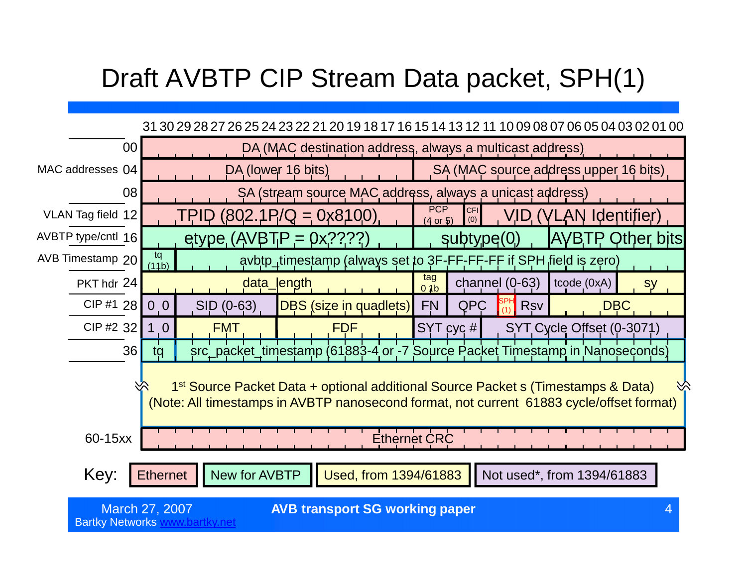# Draft AVBTP CIP Stream Data packet, SPH(1)

| Label | Offset | 31–16 | 15–00 |
|---|---|---|---|
| MAC addresses | 00 | DA (MAC destination address, always a multicast address) | |
| | 04 | DA (lower 16 bits) | SA (MAC source address upper 16 bits) |
| | 08 | SA (stream source MAC address, always a unicast address) | |
| VLAN Tag field | 12 | TPID (802.1P/Q = 0x8100) | PCP (4 or 5) / CFI (0) / VID (VLAN Identifier) |
| AVBTP type/cntl | 16 | etype (AVBTP = 0x????) | subtype(0) / AVBTP Other bits |
| AVB Timestamp | 20 | tq (11b) / avbtp_timestamp (always set to 3F-FF-FF-FF if SPH field is zero) | |
| PKT hdr | 24 | data_length | tag 0 1b / channel (0-63) / tcode (0xA) / sy |
| CIP #1 | 28 | 0 0 / SID (0-63) / DBS (size in quadlets) | FN / QPC / SPH (1) / Rsv / DBC |
| CIP #2 | 32 | 1 0 / FMT / FDF | SYT cyc # / SYT Cycle Offset (0-3071) |
| | 36 | tq / src_packet_timestamp (61883-4 or -7 Source Packet Timestamp in Nanoseconds) | |
| | | 1st Source Packet Data + optional additional Source Packet s (Timestamps & Data) (Note: All timestamps in AVBTP nanosecond format, not current 61883 cycle/offset format) | |
| | 60-15xx | Ethernet CRC | |

Key: Ethernet | New for AVBTP | Used, from 1394/61883 | Not used*, from 1394/61883

March 27, 2007
Bartky Networks www.bartky.net

AVB transport SG working paper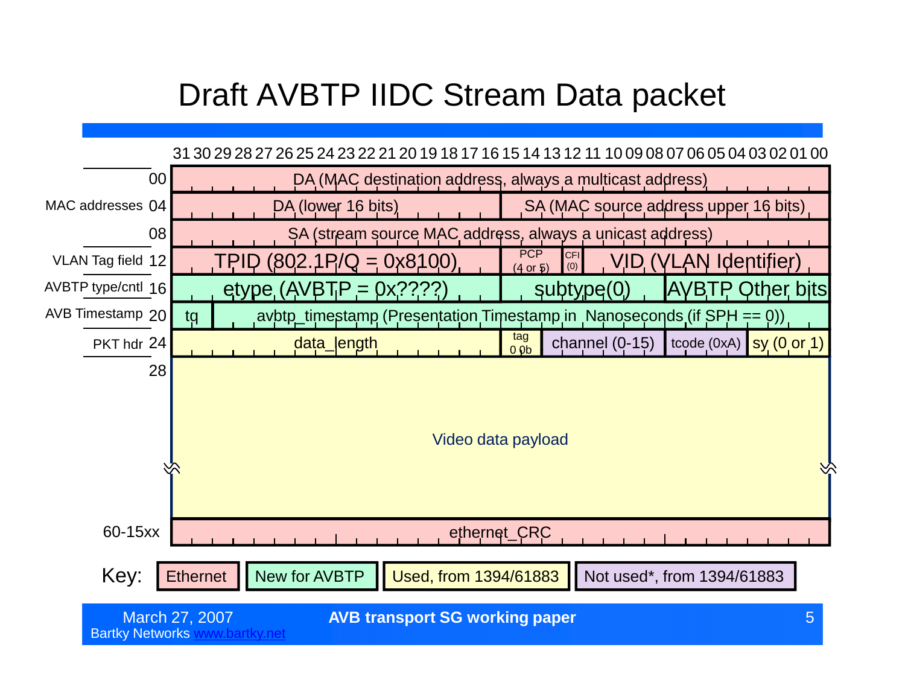# Draft AVBTP IIDC Stream Data packet

| Section | Offset | Bits 31–16 | | | Bits 15–00 | | | |
|---|---|---|---|---|---|---|---|---|
| MAC addresses | 00 | DA (MAC destination address, always a multicast address) | | | | | | |
| | 04 | DA (lower 16 bits) | | | SA (MAC source address upper 16 bits) | | | |
| | 08 | SA (stream source MAC address, always a unicast address) | | | | | | |
| VLAN Tag field | 12 | TPID (802.1P/Q = 0x8100) | | | PCP (4 or 5) | CFI (0) | VID (VLAN Identifier) | |
| AVBTP type/cntl | 16 | etype (AVBTP = 0x????) | | | subtype(0) | | AVBTP Other bits | |
| AVB Timestamp | 20 | tq | avbtp_timestamp (Presentation Timestamp in Nanoseconds (if SPH == 0)) | | | | | |
| PKT hdr | 24 | data_length | | | tag 0 0b | channel (0-15) | tcode (0xA) | sy (0 or 1) |
| | 28 | Video data payload | | | | | | |
| | 60-15xx | ethernet_CRC | | | | | | |

Key: Ethernet | New for AVBTP | Used, from 1394/61883 | Not used*, from 1394/61883

March 27, 2007
Bartky Networks www.bartky.net

AVB transport SG working paper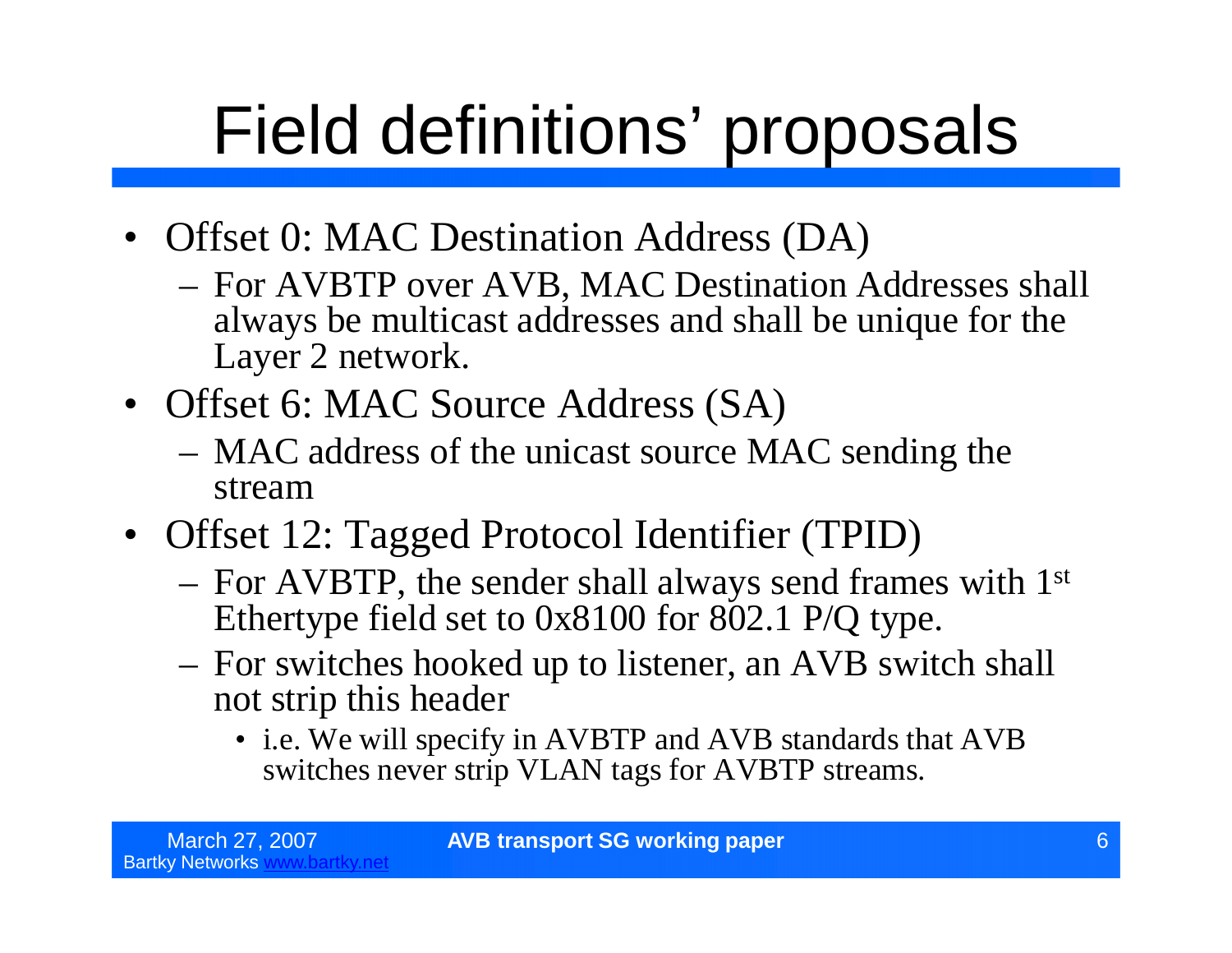# Field definitions' proposals

- Offset 0: MAC Destination Address (DA)
  - For AVBTP over AVB, MAC Destination Addresses shall always be multicast addresses and shall be unique for the Layer 2 network.
- Offset 6: MAC Source Address (SA)
  - MAC address of the unicast source MAC sending the stream
- Offset 12: Tagged Protocol Identifier (TPID)
  - For AVBTP, the sender shall always send frames with 1st Ethertype field set to 0x8100 for 802.1 P/Q type.
  - For switches hooked up to listener, an AVB switch shall not strip this header
    - i.e. We will specify in AVBTP and AVB standards that AVB switches never strip VLAN tags for AVBTP streams.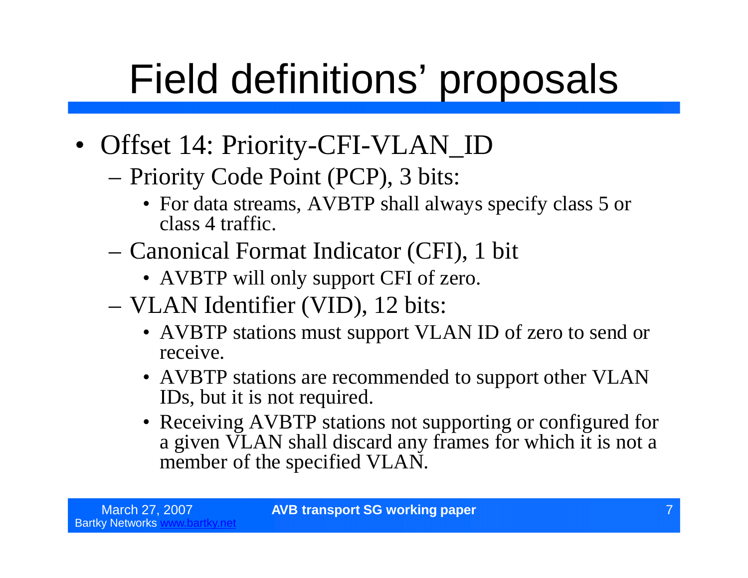# Field definitions' proposals

- Offset 14: Priority-CFI-VLAN_ID
  - Priority Code Point (PCP), 3 bits:
    - For data streams, AVBTP shall always specify class 5 or class 4 traffic.
  - Canonical Format Indicator (CFI), 1 bit
    - AVBTP will only support CFI of zero.
  - VLAN Identifier (VID), 12 bits:
    - AVBTP stations must support VLAN ID of zero to send or receive.
    - AVBTP stations are recommended to support other VLAN IDs, but it is not required.
    - Receiving AVBTP stations not supporting or configured for a given VLAN shall discard any frames for which it is not a member of the specified VLAN.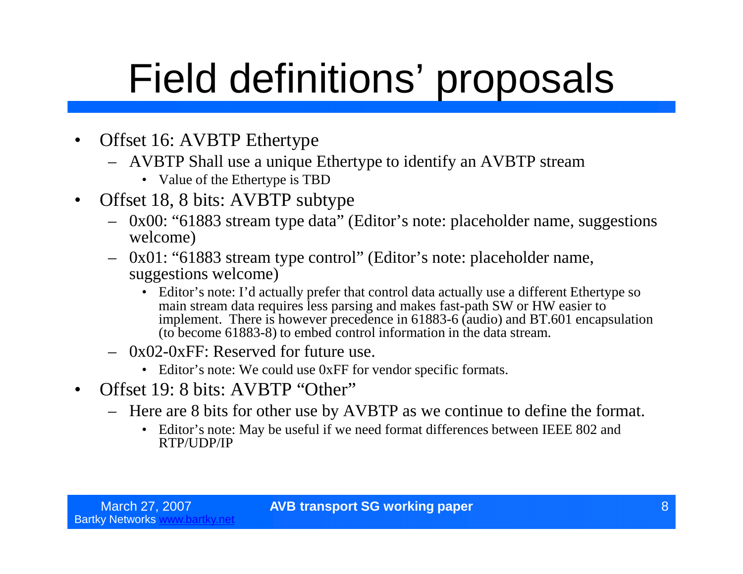# Field definitions' proposals

- Offset 16: AVBTP Ethertype
  - AVBTP Shall use a unique Ethertype to identify an AVBTP stream
    - Value of the Ethertype is TBD
- Offset 18, 8 bits: AVBTP subtype
  - 0x00: "61883 stream type data" (Editor's note: placeholder name, suggestions welcome)
  - 0x01: "61883 stream type control" (Editor's note: placeholder name, suggestions welcome)
    - Editor's note: I'd actually prefer that control data actually use a different Ethertype so main stream data requires less parsing and makes fast-path SW or HW easier to implement. There is however precedence in 61883-6 (audio) and BT.601 encapsulation (to become 61883-8) to embed control information in the data stream.
  - 0x02-0xFF: Reserved for future use.
    - Editor's note: We could use 0xFF for vendor specific formats.
- Offset 19: 8 bits: AVBTP "Other"
  - Here are 8 bits for other use by AVBTP as we continue to define the format.
    - Editor's note: May be useful if we need format differences between IEEE 802 and RTP/UDP/IP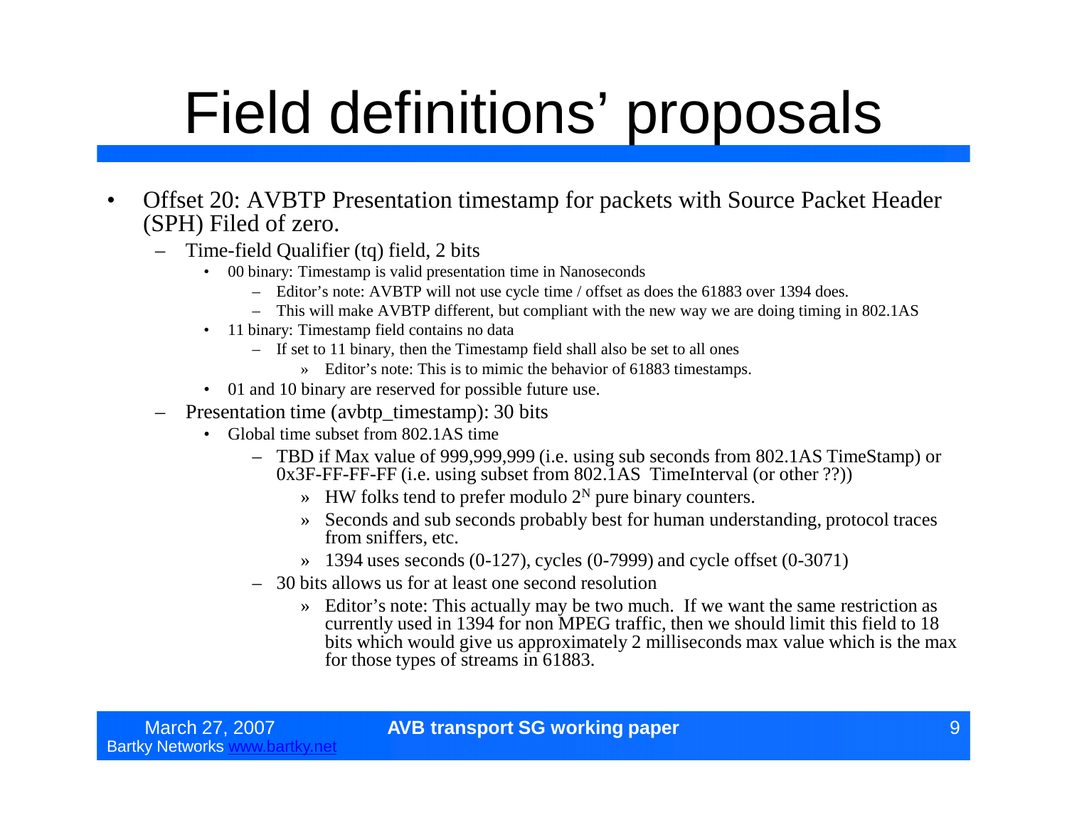# Field definitions' proposals

- Offset 20: AVBTP Presentation timestamp for packets with Source Packet Header (SPH) Filed of zero.
  - Time-field Qualifier (tq) field, 2 bits
    - 00 binary: Timestamp is valid presentation time in Nanoseconds
      - Editor's note: AVBTP will not use cycle time / offset as does the 61883 over 1394 does.
      - This will make AVBTP different, but compliant with the new way we are doing timing in 802.1AS
    - 11 binary: Timestamp field contains no data
      - If set to 11 binary, then the Timestamp field shall also be set to all ones
        - » Editor's note: This is to mimic the behavior of 61883 timestamps.
    - 01 and 10 binary are reserved for possible future use.
  - Presentation time (avbtp_timestamp): 30 bits
    - Global time subset from 802.1AS time
      - TBD if Max value of 999,999,999 (i.e. using sub seconds from 802.1AS TimeStamp) or 0x3F-FF-FF-FF (i.e. using subset from 802.1AS TimeInterval (or other ??))
        - » HW folks tend to prefer modulo $2^N$ pure binary counters.
        - » Seconds and sub seconds probably best for human understanding, protocol traces from sniffers, etc.
        - » 1394 uses seconds (0-127), cycles (0-7999) and cycle offset (0-3071)
      - 30 bits allows us for at least one second resolution
        - » Editor's note: This actually may be two much. If we want the same restriction as currently used in 1394 for non MPEG traffic, then we should limit this field to 18 bits which would give us approximately 2 milliseconds max value which is the max for those types of streams in 61883.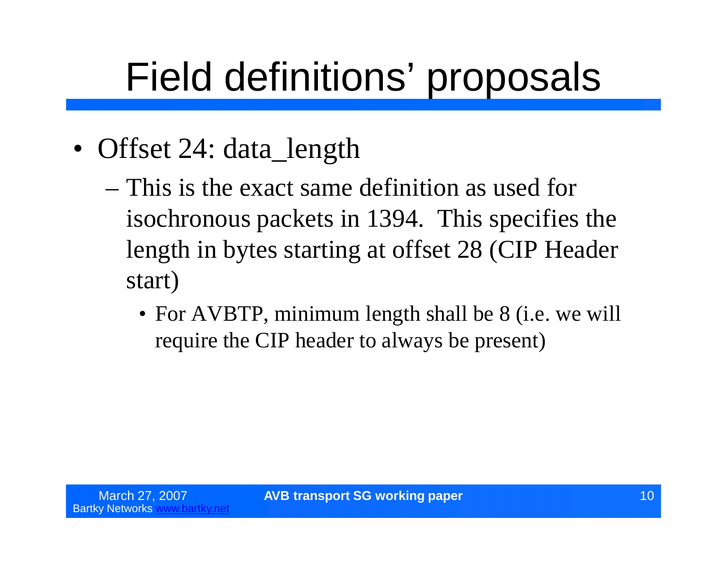# Field definitions' proposals

- Offset 24: data_length
  - This is the exact same definition as used for isochronous packets in 1394. This specifies the length in bytes starting at offset 28 (CIP Header start)
    - For AVBTP, minimum length shall be 8 (i.e. we will require the CIP header to always be present)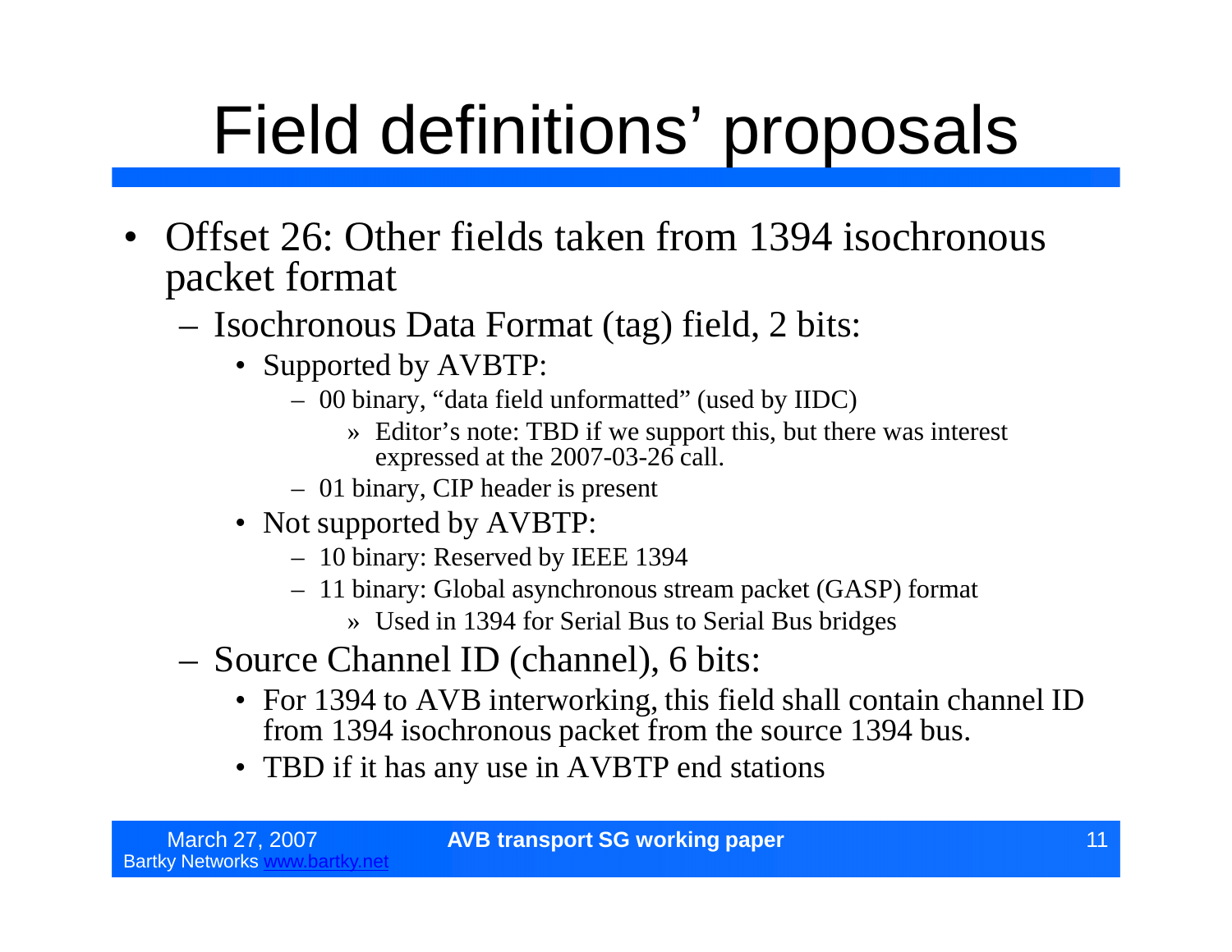# Field definitions' proposals

- Offset 26: Other fields taken from 1394 isochronous packet format
  - Isochronous Data Format (tag) field, 2 bits:
    - Supported by AVBTP:
      - 00 binary, "data field unformatted" (used by IIDC)
        - Editor's note: TBD if we support this, but there was interest expressed at the 2007-03-26 call.
      - 01 binary, CIP header is present
    - Not supported by AVBTP:
      - 10 binary: Reserved by IEEE 1394
      - 11 binary: Global asynchronous stream packet (GASP) format
        - Used in 1394 for Serial Bus to Serial Bus bridges
  - Source Channel ID (channel), 6 bits:
    - For 1394 to AVB interworking, this field shall contain channel ID from 1394 isochronous packet from the source 1394 bus.
    - TBD if it has any use in AVBTP end stations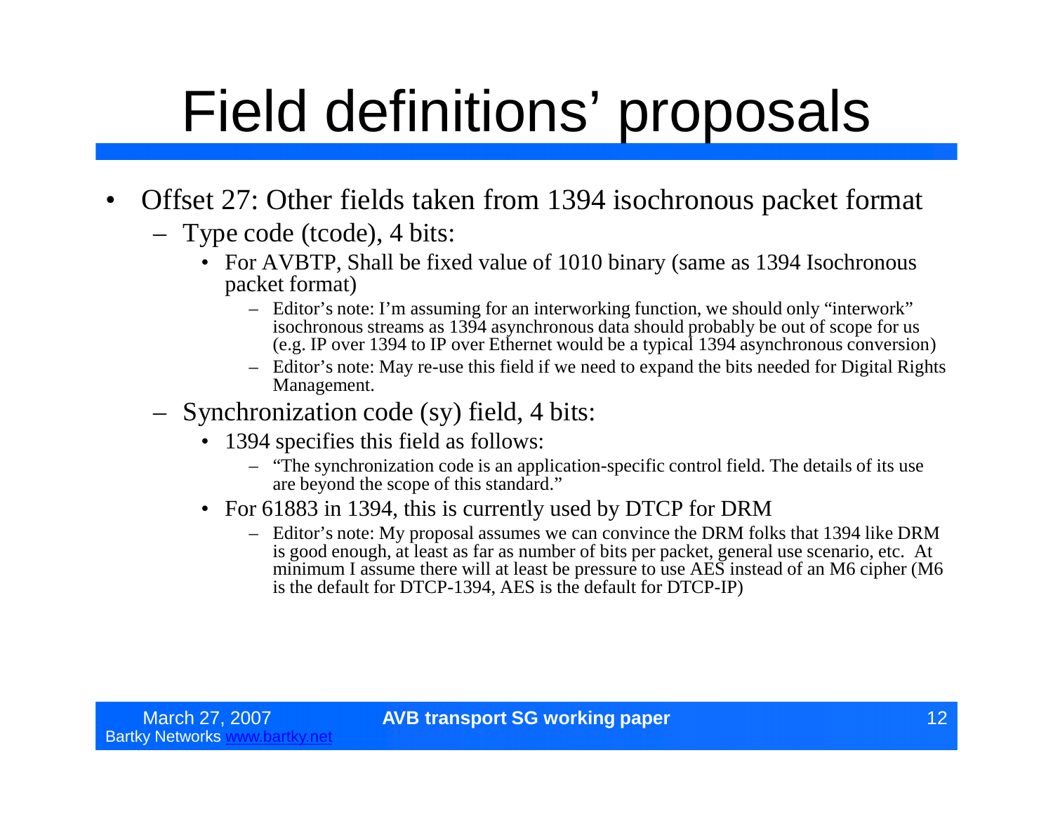# Field definitions' proposals

- Offset 27: Other fields taken from 1394 isochronous packet format
  - Type code (tcode), 4 bits:
    - For AVBTP, Shall be fixed value of 1010 binary (same as 1394 Isochronous packet format)
      - Editor's note: I'm assuming for an interworking function, we should only "interwork" isochronous streams as 1394 asynchronous data should probably be out of scope for us (e.g. IP over 1394 to IP over Ethernet would be a typical 1394 asynchronous conversion)
      - Editor's note: May re-use this field if we need to expand the bits needed for Digital Rights Management.
  - Synchronization code (sy) field, 4 bits:
    - 1394 specifies this field as follows:
      - "The synchronization code is an application-specific control field. The details of its use are beyond the scope of this standard."
    - For 61883 in 1394, this is currently used by DTCP for DRM
      - Editor's note: My proposal assumes we can convince the DRM folks that 1394 like DRM is good enough, at least as far as number of bits per packet, general use scenario, etc. At minimum I assume there will at least be pressure to use AES instead of an M6 cipher (M6 is the default for DTCP-1394, AES is the default for DTCP-IP)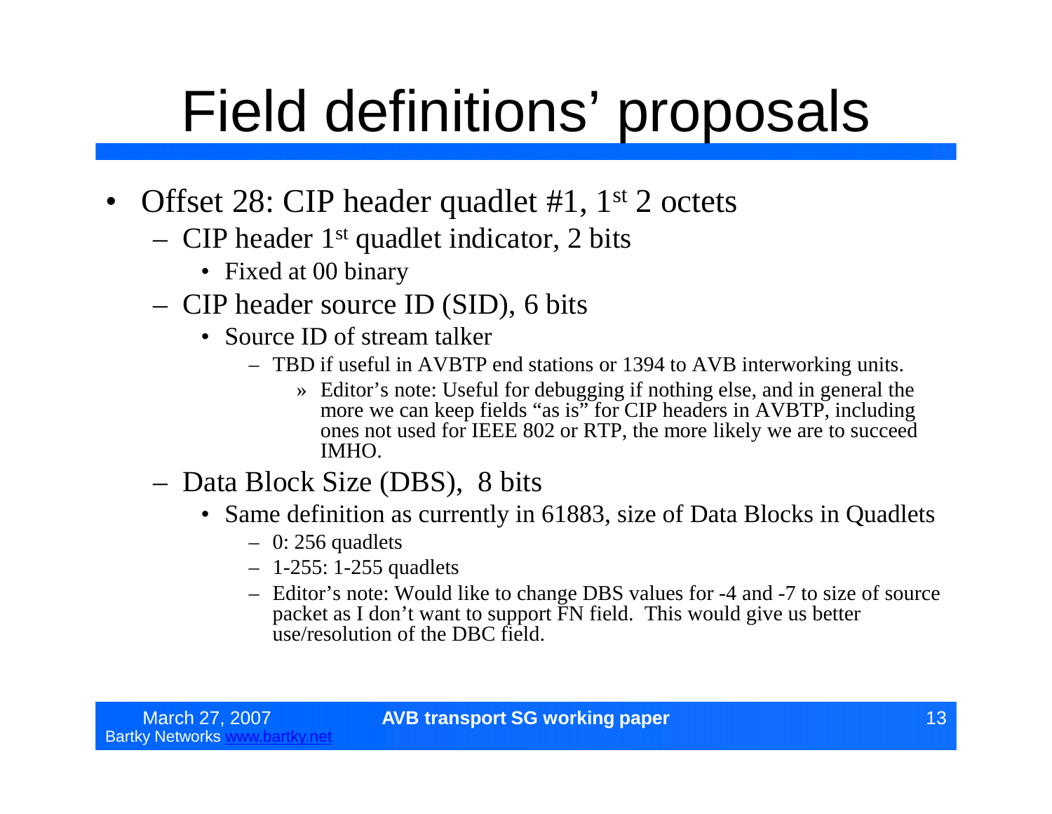# Field definitions' proposals

- Offset 28: CIP header quadlet #1, 1st 2 octets
  - CIP header 1st quadlet indicator, 2 bits
    - Fixed at 00 binary
  - CIP header source ID (SID), 6 bits
    - Source ID of stream talker
      - TBD if useful in AVBTP end stations or 1394 to AVB interworking units.
        - » Editor's note: Useful for debugging if nothing else, and in general the more we can keep fields "as is" for CIP headers in AVBTP, including ones not used for IEEE 802 or RTP, the more likely we are to succeed IMHO.
  - Data Block Size (DBS), 8 bits
    - Same definition as currently in 61883, size of Data Blocks in Quadlets
      - 0: 256 quadlets
      - 1-255: 1-255 quadlets
      - Editor's note: Would like to change DBS values for -4 and -7 to size of source packet as I don't want to support FN field. This would give us better use/resolution of the DBC field.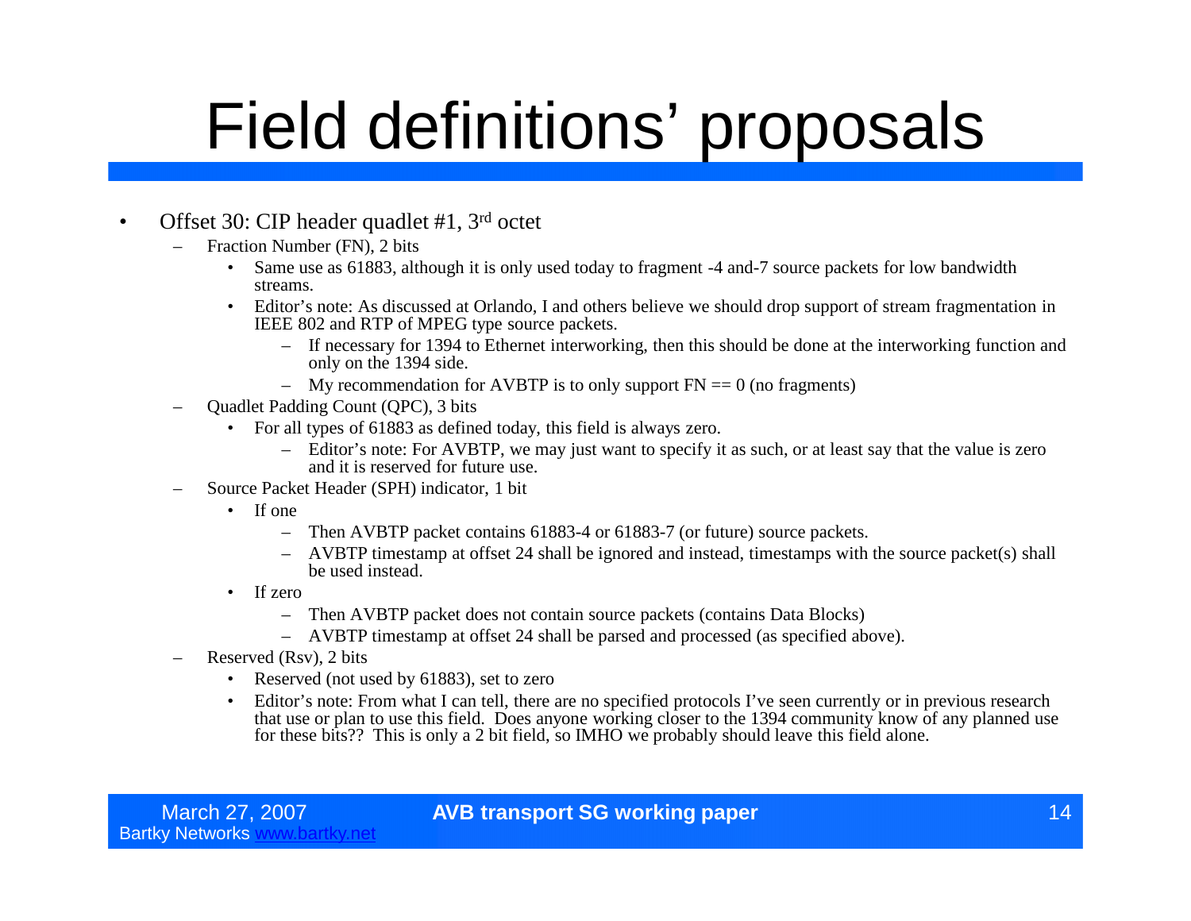# Field definitions' proposals

- Offset 30: CIP header quadlet #1, 3rd octet
  - Fraction Number (FN), 2 bits
    - Same use as 61883, although it is only used today to fragment -4 and-7 source packets for low bandwidth streams.
    - Editor's note: As discussed at Orlando, I and others believe we should drop support of stream fragmentation in IEEE 802 and RTP of MPEG type source packets.
      - If necessary for 1394 to Ethernet interworking, then this should be done at the interworking function and only on the 1394 side.
      - My recommendation for AVBTP is to only support FN == 0 (no fragments)
  - Quadlet Padding Count (QPC), 3 bits
    - For all types of 61883 as defined today, this field is always zero.
      - Editor's note: For AVBTP, we may just want to specify it as such, or at least say that the value is zero and it is reserved for future use.
  - Source Packet Header (SPH) indicator, 1 bit
    - If one
      - Then AVBTP packet contains 61883-4 or 61883-7 (or future) source packets.
      - AVBTP timestamp at offset 24 shall be ignored and instead, timestamps with the source packet(s) shall be used instead.
    - If zero
      - Then AVBTP packet does not contain source packets (contains Data Blocks)
      - AVBTP timestamp at offset 24 shall be parsed and processed (as specified above).
  - Reserved (Rsv), 2 bits
    - Reserved (not used by 61883), set to zero
    - Editor's note: From what I can tell, there are no specified protocols I've seen currently or in previous research that use or plan to use this field. Does anyone working closer to the 1394 community know of any planned use for these bits?? This is only a 2 bit field, so IMHO we probably should leave this field alone.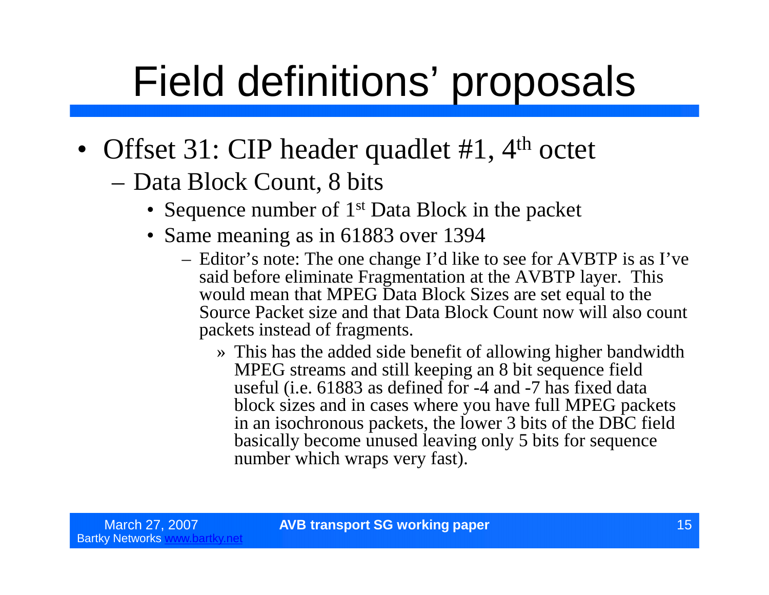# Field definitions' proposals

- Offset 31: CIP header quadlet #1, 4th octet
  - Data Block Count, 8 bits
    - Sequence number of 1st Data Block in the packet
    - Same meaning as in 61883 over 1394
      - Editor's note: The one change I'd like to see for AVBTP is as I've said before eliminate Fragmentation at the AVBTP layer. This would mean that MPEG Data Block Sizes are set equal to the Source Packet size and that Data Block Count now will also count packets instead of fragments.
        - This has the added side benefit of allowing higher bandwidth MPEG streams and still keeping an 8 bit sequence field useful (i.e. 61883 as defined for -4 and -7 has fixed data block sizes and in cases where you have full MPEG packets in an isochronous packets, the lower 3 bits of the DBC field basically become unused leaving only 5 bits for sequence number which wraps very fast).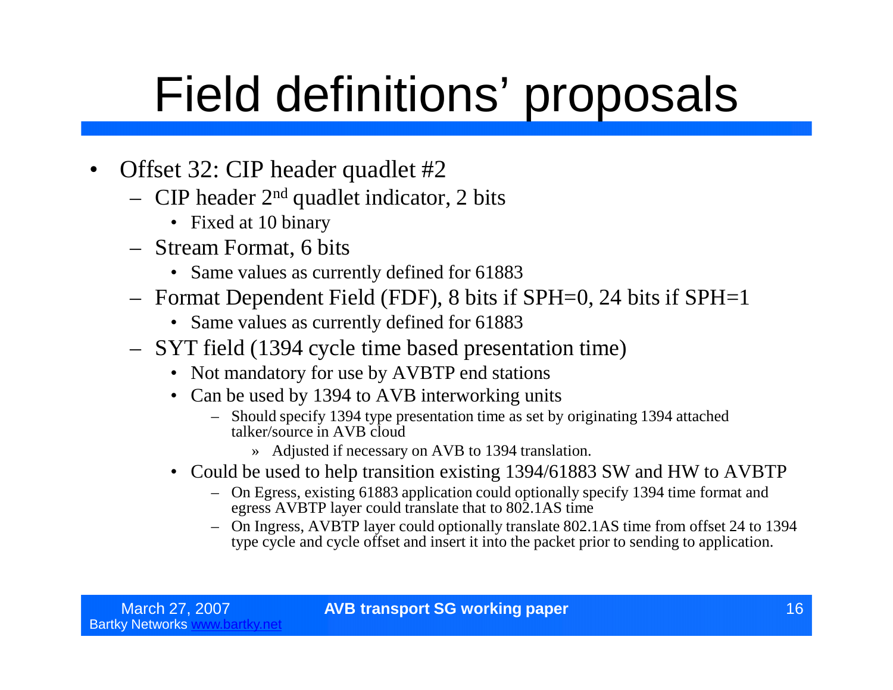# Field definitions' proposals

- Offset 32: CIP header quadlet #2
  - CIP header 2nd quadlet indicator, 2 bits
    - Fixed at 10 binary
  - Stream Format, 6 bits
    - Same values as currently defined for 61883
  - Format Dependent Field (FDF), 8 bits if SPH=0, 24 bits if SPH=1
    - Same values as currently defined for 61883
  - SYT field (1394 cycle time based presentation time)
    - Not mandatory for use by AVBTP end stations
    - Can be used by 1394 to AVB interworking units
      - Should specify 1394 type presentation time as set by originating 1394 attached talker/source in AVB cloud
        - Adjusted if necessary on AVB to 1394 translation.
    - Could be used to help transition existing 1394/61883 SW and HW to AVBTP
      - On Egress, existing 61883 application could optionally specify 1394 time format and egress AVBTP layer could translate that to 802.1AS time
      - On Ingress, AVBTP layer could optionally translate 802.1AS time from offset 24 to 1394 type cycle and cycle offset and insert it into the packet prior to sending to application.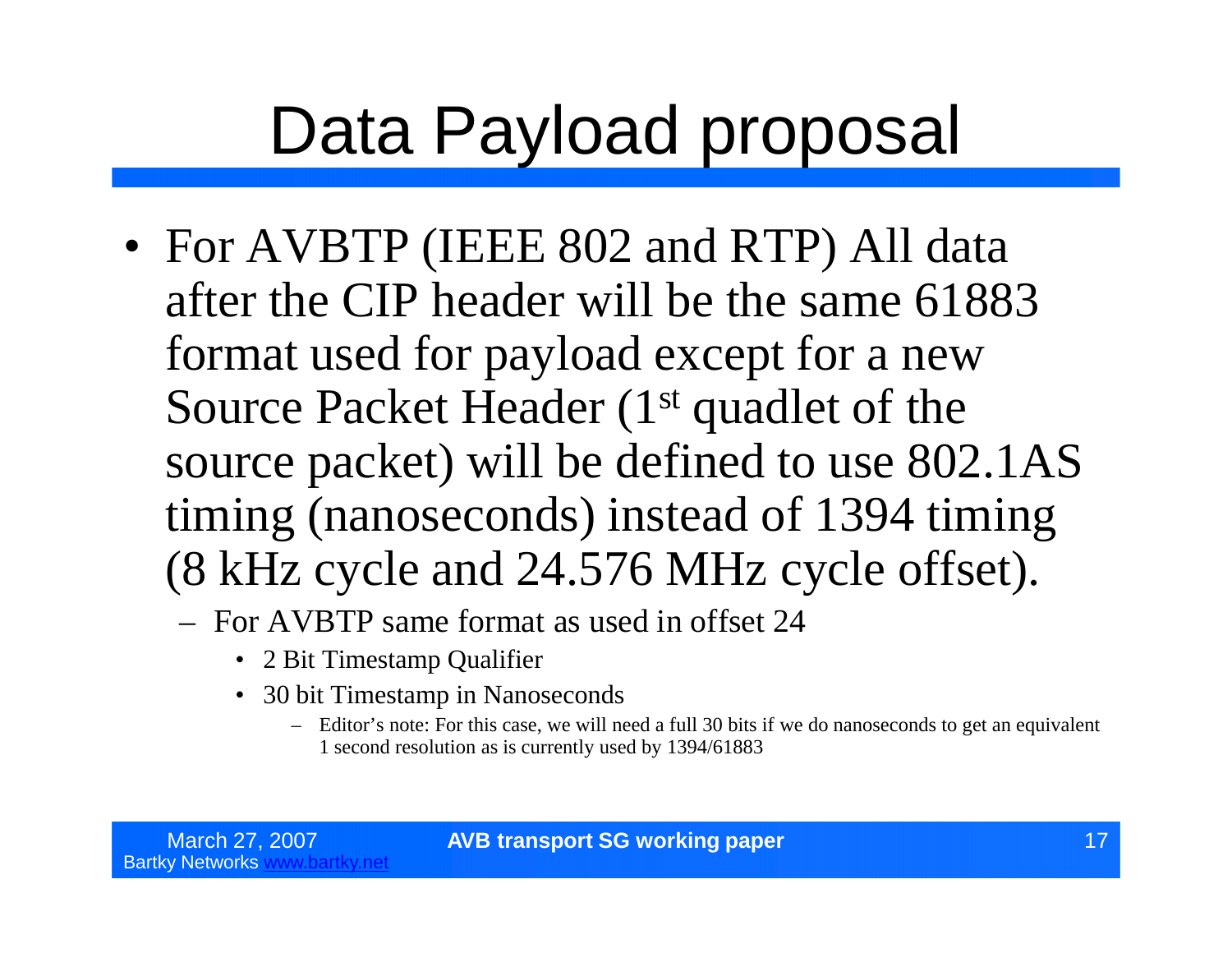# Data Payload proposal

- For AVBTP (IEEE 802 and RTP) All data after the CIP header will be the same 61883 format used for payload except for a new Source Packet Header (1st quadlet of the source packet) will be defined to use 802.1AS timing (nanoseconds) instead of 1394 timing (8 kHz cycle and 24.576 MHz cycle offset).
  - For AVBTP same format as used in offset 24
    - 2 Bit Timestamp Qualifier
    - 30 bit Timestamp in Nanoseconds
      - Editor's note: For this case, we will need a full 30 bits if we do nanoseconds to get an equivalent 1 second resolution as is currently used by 1394/61883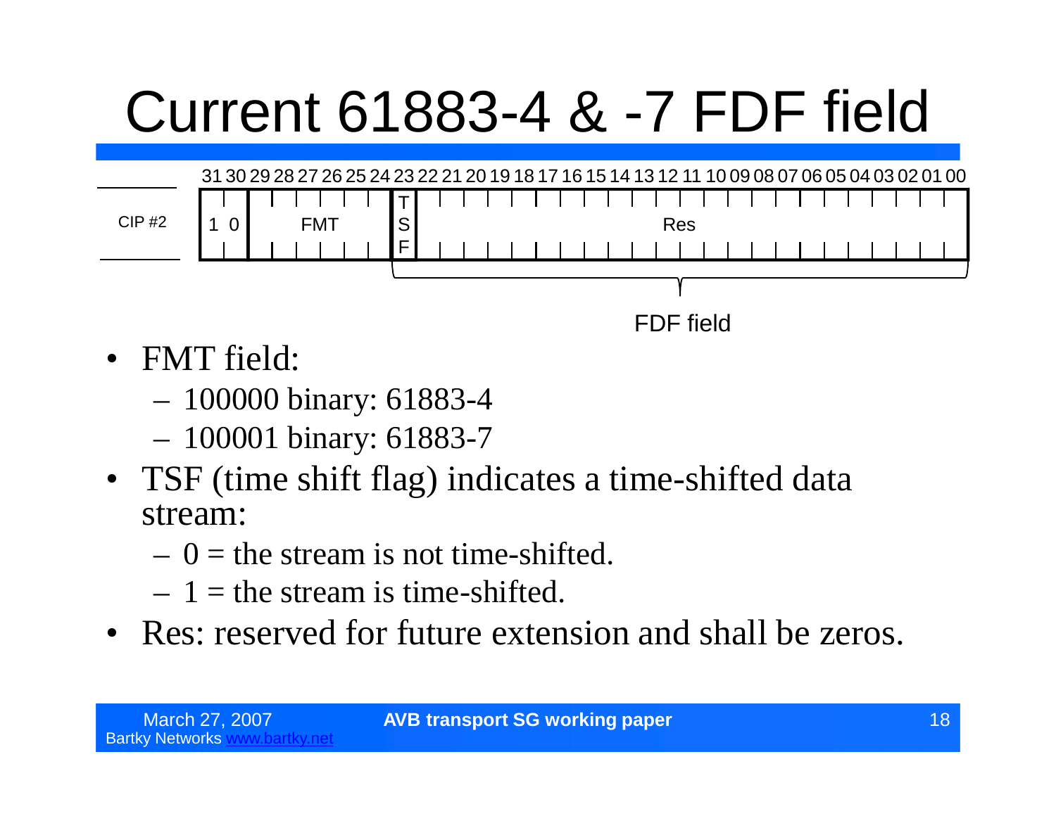# Current 61883-4 & -7 FDF field

| | 31 | 30 | 29–24 | 23 | 22–00 |
|---|---|---|---|---|---|
| CIP #2 | 1 | 0 | FMT | TSF | Res |

FDF field (bits 23–00)

- FMT field:
  - 100000 binary: 61883-4
  - 100001 binary: 61883-7
- TSF (time shift flag) indicates a time-shifted data stream:
  - 0 = the stream is not time-shifted.
  - 1 = the stream is time-shifted.
- Res: reserved for future extension and shall be zeros.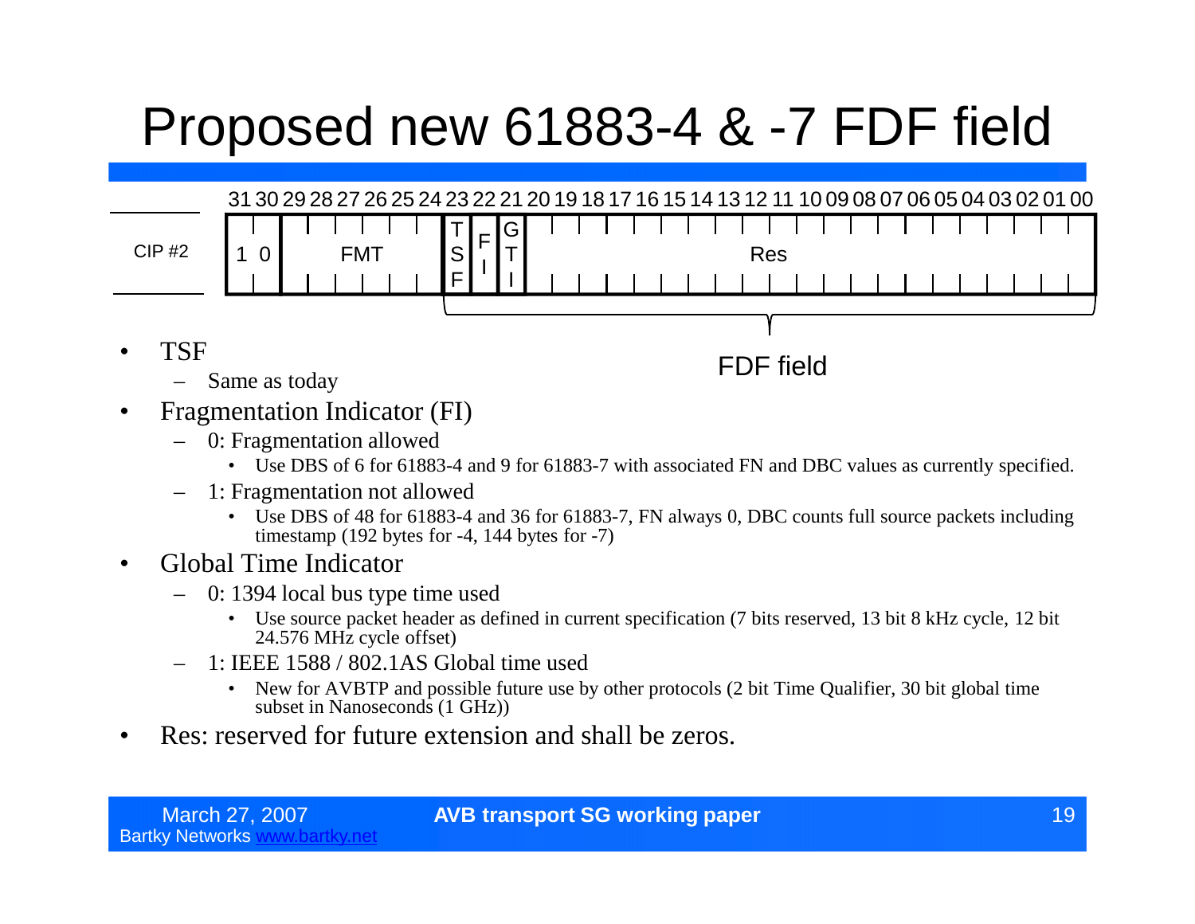# Proposed new 61883-4 & -7 FDF field

| | 31 | 30 | 29–24 | 23 | 22 | 21 | 20–00 |
|---|---|---|---|---|---|---|---|
| CIP #2 | 1 | 0 | FMT | TSF | FI | GTI | Res |

FDF field (bits 23–00)

- TSF
  - Same as today
- Fragmentation Indicator (FI)
  - 0: Fragmentation allowed
    - Use DBS of 6 for 61883-4 and 9 for 61883-7 with associated FN and DBC values as currently specified.
  - 1: Fragmentation not allowed
    - Use DBS of 48 for 61883-4 and 36 for 61883-7, FN always 0, DBC counts full source packets including timestamp (192 bytes for -4, 144 bytes for -7)
- Global Time Indicator
  - 0: 1394 local bus type time used
    - Use source packet header as defined in current specification (7 bits reserved, 13 bit 8 kHz cycle, 12 bit 24.576 MHz cycle offset)
  - 1: IEEE 1588 / 802.1AS Global time used
    - New for AVBTP and possible future use by other protocols (2 bit Time Qualifier, 30 bit global time subset in Nanoseconds (1 GHz))
- Res: reserved for future extension and shall be zeros.